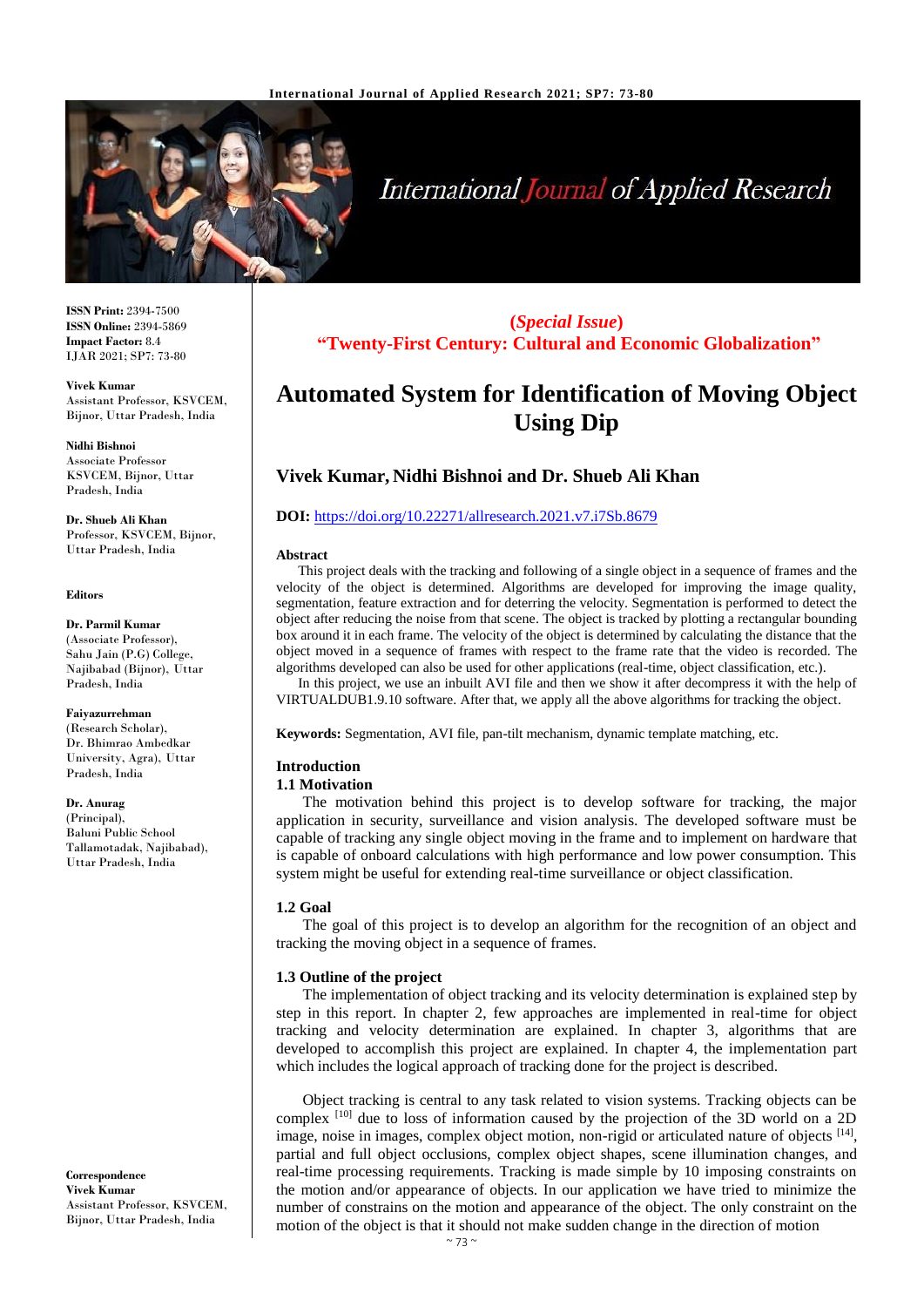ISSN Print: 2394-7500
ISSN Online: 2394-5869
Impact Factor: 8.4
IJAR 2021; SP7: 73-80

**Vivek Kumar**
Assistant Professor, KSVCEM, Bijnor, Uttar Pradesh, India

**Nidhi Bishnoi**
Associate Professor KSVCEM, Bijnor, Uttar Pradesh, India

**Dr. Shueb Ali Khan**
Professor, KSVCEM, Bijnor, Uttar Pradesh, India

**Editors**

**Dr. Parmil Kumar**
(Associate Professor), Sahu Jain (P.G) College, Najibabad (Bijnor), Uttar Pradesh, India

**Faiyazurrehman**
(Research Scholar), Dr. Bhimrao Ambedkar University, Agra), Uttar Pradesh, India

**Dr. Anurag**
(Principal), Baluni Public School Tallamotadak, Najibabad), Uttar Pradesh, India

**Correspondence**
**Vivek Kumar**
Assistant Professor, KSVCEM, Bijnor, Uttar Pradesh, India

**(*Special Issue*)**
**"Twenty-First Century: Cultural and Economic Globalization"**

# Automated System for Identification of Moving Object Using Dip

## Vivek Kumar, Nidhi Bishnoi and Dr. Shueb Ali Khan

**DOI:** https://doi.org/10.22271/allresearch.2021.v7.i7Sb.8679

### Abstract

This project deals with the tracking and following of a single object in a sequence of frames and the velocity of the object is determined. Algorithms are developed for improving the image quality, segmentation, feature extraction and for deterring the velocity. Segmentation is performed to detect the object after reducing the noise from that scene. The object is tracked by plotting a rectangular bounding box around it in each frame. The velocity of the object is determined by calculating the distance that the object moved in a sequence of frames with respect to the frame rate that the video is recorded. The algorithms developed can also be used for other applications (real-time, object classification, etc.).

In this project, we use an inbuilt AVI file and then we show it after decompress it with the help of VIRTUALDUB1.9.10 software. After that, we apply all the above algorithms for tracking the object.

**Keywords:** Segmentation, AVI file, pan-tilt mechanism, dynamic template matching, etc.

## Introduction

### 1.1 Motivation

The motivation behind this project is to develop software for tracking, the major application in security, surveillance and vision analysis. The developed software must be capable of tracking any single object moving in the frame and to implement on hardware that is capable of onboard calculations with high performance and low power consumption. This system might be useful for extending real-time surveillance or object classification.

### 1.2 Goal

The goal of this project is to develop an algorithm for the recognition of an object and tracking the moving object in a sequence of frames.

### 1.3 Outline of the project

The implementation of object tracking and its velocity determination is explained step by step in this report. In chapter 2, few approaches are implemented in real-time for object tracking and velocity determination are explained. In chapter 3, algorithms that are developed to accomplish this project are explained. In chapter 4, the implementation part which includes the logical approach of tracking done for the project is described.

Object tracking is central to any task related to vision systems. Tracking objects can be complex [10] due to loss of information caused by the projection of the 3D world on a 2D image, noise in images, complex object motion, non-rigid or articulated nature of objects [14], partial and full object occlusions, complex object shapes, scene illumination changes, and real-time processing requirements. Tracking is made simple by 10 imposing constraints on the motion and/or appearance of objects. In our application we have tried to minimize the number of constrains on the motion and appearance of the object. The only constraint on the motion of the object is that it should not make sudden change in the direction of motion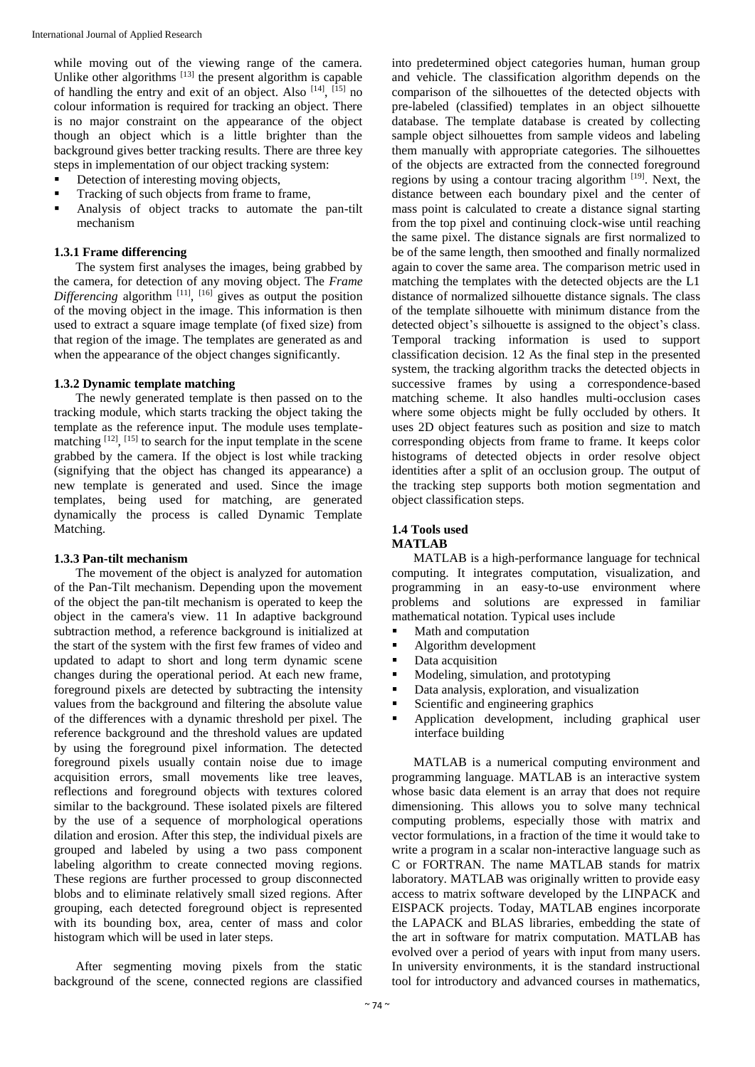while moving out of the viewing range of the camera. Unlike other algorithms [13] the present algorithm is capable of handling the entry and exit of an object. Also [14], [15] no colour information is required for tracking an object. There is no major constraint on the appearance of the object though an object which is a little brighter than the background gives better tracking results. There are three key steps in implementation of our object tracking system:

- Detection of interesting moving objects,
- Tracking of such objects from frame to frame,
- Analysis of object tracks to automate the pan-tilt mechanism

### 1.3.1 Frame differencing

The system first analyses the images, being grabbed by the camera, for detection of any moving object. The *Frame Differencing* algorithm [11], [16] gives as output the position of the moving object in the image. This information is then used to extract a square image template (of fixed size) from that region of the image. The templates are generated as and when the appearance of the object changes significantly.

### 1.3.2 Dynamic template matching

The newly generated template is then passed on to the tracking module, which starts tracking the object taking the template as the reference input. The module uses template-matching [12], [15] to search for the input template in the scene grabbed by the camera. If the object is lost while tracking (signifying that the object has changed its appearance) a new template is generated and used. Since the image templates, being used for matching, are generated dynamically the process is called Dynamic Template Matching.

### 1.3.3 Pan-tilt mechanism

The movement of the object is analyzed for automation of the Pan-Tilt mechanism. Depending upon the movement of the object the pan-tilt mechanism is operated to keep the object in the camera's view. 11 In adaptive background subtraction method, a reference background is initialized at the start of the system with the first few frames of video and updated to adapt to short and long term dynamic scene changes during the operational period. At each new frame, foreground pixels are detected by subtracting the intensity values from the background and filtering the absolute value of the differences with a dynamic threshold per pixel. The reference background and the threshold values are updated by using the foreground pixel information. The detected foreground pixels usually contain noise due to image acquisition errors, small movements like tree leaves, reflections and foreground objects with textures colored similar to the background. These isolated pixels are filtered by the use of a sequence of morphological operations dilation and erosion. After this step, the individual pixels are grouped and labeled by using a two pass component labeling algorithm to create connected moving regions. These regions are further processed to group disconnected blobs and to eliminate relatively small sized regions. After grouping, each detected foreground object is represented with its bounding box, area, center of mass and color histogram which will be used in later steps.

After segmenting moving pixels from the static background of the scene, connected regions are classified into predetermined object categories human, human group and vehicle. The classification algorithm depends on the comparison of the silhouettes of the detected objects with pre-labeled (classified) templates in an object silhouette database. The template database is created by collecting sample object silhouettes from sample videos and labeling them manually with appropriate categories. The silhouettes of the objects are extracted from the connected foreground regions by using a contour tracing algorithm [19]. Next, the distance between each boundary pixel and the center of mass point is calculated to create a distance signal starting from the top pixel and continuing clock-wise until reaching the same pixel. The distance signals are first normalized to be of the same length, then smoothed and finally normalized again to cover the same area. The comparison metric used in matching the templates with the detected objects are the L1 distance of normalized silhouette distance signals. The class of the template silhouette with minimum distance from the detected object's silhouette is assigned to the object's class. Temporal tracking information is used to support classification decision. 12 As the final step in the presented system, the tracking algorithm tracks the detected objects in successive frames by using a correspondence-based matching scheme. It also handles multi-occlusion cases where some objects might be fully occluded by others. It uses 2D object features such as position and size to match corresponding objects from frame to frame. It keeps color histograms of detected objects in order resolve object identities after a split of an occlusion group. The output of the tracking step supports both motion segmentation and object classification steps.

## 1.4 Tools used

**MATLAB**

MATLAB is a high-performance language for technical computing. It integrates computation, visualization, and programming in an easy-to-use environment where problems and solutions are expressed in familiar mathematical notation. Typical uses include

- Math and computation
- Algorithm development
- Data acquisition
- Modeling, simulation, and prototyping
- Data analysis, exploration, and visualization
- Scientific and engineering graphics
- Application development, including graphical user interface building

MATLAB is a numerical computing environment and programming language. MATLAB is an interactive system whose basic data element is an array that does not require dimensioning. This allows you to solve many technical computing problems, especially those with matrix and vector formulations, in a fraction of the time it would take to write a program in a scalar non-interactive language such as C or FORTRAN. The name MATLAB stands for matrix laboratory. MATLAB was originally written to provide easy access to matrix software developed by the LINPACK and EISPACK projects. Today, MATLAB engines incorporate the LAPACK and BLAS libraries, embedding the state of the art in software for matrix computation. MATLAB has evolved over a period of years with input from many users. In university environments, it is the standard instructional tool for introductory and advanced courses in mathematics,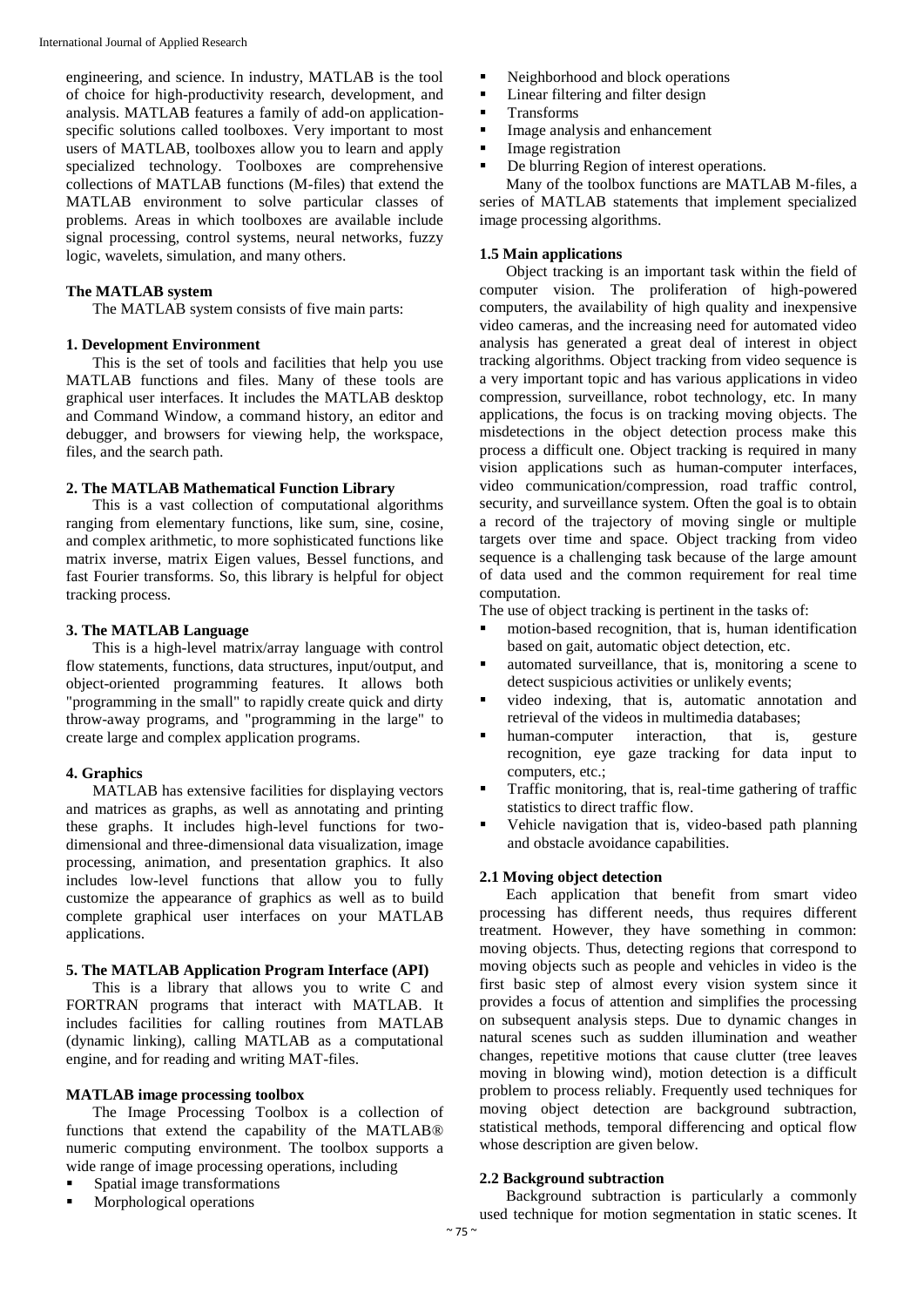engineering, and science. In industry, MATLAB is the tool of choice for high-productivity research, development, and analysis. MATLAB features a family of add-on application-specific solutions called toolboxes. Very important to most users of MATLAB, toolboxes allow you to learn and apply specialized technology. Toolboxes are comprehensive collections of MATLAB functions (M-files) that extend the MATLAB environment to solve particular classes of problems. Areas in which toolboxes are available include signal processing, control systems, neural networks, fuzzy logic, wavelets, simulation, and many others.

**The MATLAB system**

The MATLAB system consists of five main parts:

**1. Development Environment**

This is the set of tools and facilities that help you use MATLAB functions and files. Many of these tools are graphical user interfaces. It includes the MATLAB desktop and Command Window, a command history, an editor and debugger, and browsers for viewing help, the workspace, files, and the search path.

**2. The MATLAB Mathematical Function Library**

This is a vast collection of computational algorithms ranging from elementary functions, like sum, sine, cosine, and complex arithmetic, to more sophisticated functions like matrix inverse, matrix Eigen values, Bessel functions, and fast Fourier transforms. So, this library is helpful for object tracking process.

**3. The MATLAB Language**

This is a high-level matrix/array language with control flow statements, functions, data structures, input/output, and object-oriented programming features. It allows both "programming in the small" to rapidly create quick and dirty throw-away programs, and "programming in the large" to create large and complex application programs.

**4. Graphics**

MATLAB has extensive facilities for displaying vectors and matrices as graphs, as well as annotating and printing these graphs. It includes high-level functions for two-dimensional and three-dimensional data visualization, image processing, animation, and presentation graphics. It also includes low-level functions that allow you to fully customize the appearance of graphics as well as to build complete graphical user interfaces on your MATLAB applications.

**5. The MATLAB Application Program Interface (API)**

This is a library that allows you to write C and FORTRAN programs that interact with MATLAB. It includes facilities for calling routines from MATLAB (dynamic linking), calling MATLAB as a computational engine, and for reading and writing MAT-files.

**MATLAB image processing toolbox**

The Image Processing Toolbox is a collection of functions that extend the capability of the MATLAB® numeric computing environment. The toolbox supports a wide range of image processing operations, including

- Spatial image transformations
- Morphological operations
- Neighborhood and block operations
- Linear filtering and filter design
- Transforms
- Image analysis and enhancement
- Image registration
- De blurring Region of interest operations.

Many of the toolbox functions are MATLAB M-files, a series of MATLAB statements that implement specialized image processing algorithms.

**1.5 Main applications**

Object tracking is an important task within the field of computer vision. The proliferation of high-powered computers, the availability of high quality and inexpensive video cameras, and the increasing need for automated video analysis has generated a great deal of interest in object tracking algorithms. Object tracking from video sequence is a very important topic and has various applications in video compression, surveillance, robot technology, etc. In many applications, the focus is on tracking moving objects. The misdetections in the object detection process make this process a difficult one. Object tracking is required in many vision applications such as human-computer interfaces, video communication/compression, road traffic control, security, and surveillance system. Often the goal is to obtain a record of the trajectory of moving single or multiple targets over time and space. Object tracking from video sequence is a challenging task because of the large amount of data used and the common requirement for real time computation.

The use of object tracking is pertinent in the tasks of:

- motion-based recognition, that is, human identification based on gait, automatic object detection, etc.
- automated surveillance, that is, monitoring a scene to detect suspicious activities or unlikely events;
- video indexing, that is, automatic annotation and retrieval of the videos in multimedia databases;
- human-computer interaction, that is, gesture recognition, eye gaze tracking for data input to computers, etc.;
- Traffic monitoring, that is, real-time gathering of traffic statistics to direct traffic flow.
- Vehicle navigation that is, video-based path planning and obstacle avoidance capabilities.

**2.1 Moving object detection**

Each application that benefit from smart video processing has different needs, thus requires different treatment. However, they have something in common: moving objects. Thus, detecting regions that correspond to moving objects such as people and vehicles in video is the first basic step of almost every vision system since it provides a focus of attention and simplifies the processing on subsequent analysis steps. Due to dynamic changes in natural scenes such as sudden illumination and weather changes, repetitive motions that cause clutter (tree leaves moving in blowing wind), motion detection is a difficult problem to process reliably. Frequently used techniques for moving object detection are background subtraction, statistical methods, temporal differencing and optical flow whose description are given below.

**2.2 Background subtraction**

Background subtraction is particularly a commonly used technique for motion segmentation in static scenes. It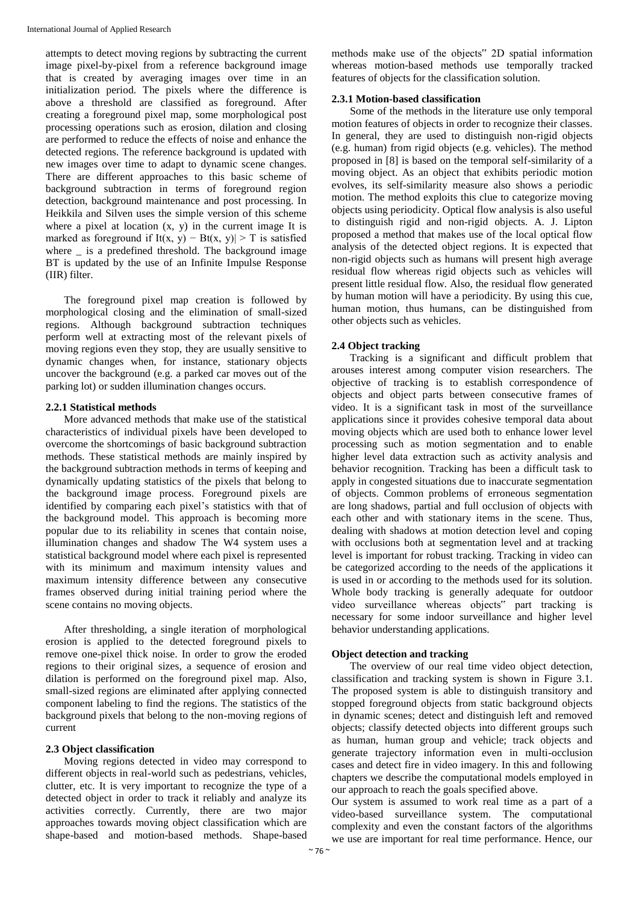attempts to detect moving regions by subtracting the current image pixel-by-pixel from a reference background image that is created by averaging images over time in an initialization period. The pixels where the difference is above a threshold are classified as foreground. After creating a foreground pixel map, some morphological post processing operations such as erosion, dilation and closing are performed to reduce the effects of noise and enhance the detected regions. The reference background is updated with new images over time to adapt to dynamic scene changes. There are different approaches to this basic scheme of background subtraction in terms of foreground region detection, background maintenance and post processing. In Heikkila and Silven uses the simple version of this scheme where a pixel at location (x, y) in the current image It is marked as foreground if It(x, y) − Bt(x, y)| > T is satisfied where _ is a predefined threshold. The background image BT is updated by the use of an Infinite Impulse Response (IIR) filter.

The foreground pixel map creation is followed by morphological closing and the elimination of small-sized regions. Although background subtraction techniques perform well at extracting most of the relevant pixels of moving regions even they stop, they are usually sensitive to dynamic changes when, for instance, stationary objects uncover the background (e.g. a parked car moves out of the parking lot) or sudden illumination changes occurs.

### 2.2.1 Statistical methods

More advanced methods that make use of the statistical characteristics of individual pixels have been developed to overcome the shortcomings of basic background subtraction methods. These statistical methods are mainly inspired by the background subtraction methods in terms of keeping and dynamically updating statistics of the pixels that belong to the background image process. Foreground pixels are identified by comparing each pixel's statistics with that of the background model. This approach is becoming more popular due to its reliability in scenes that contain noise, illumination changes and shadow The W4 system uses a statistical background model where each pixel is represented with its minimum and maximum intensity values and maximum intensity difference between any consecutive frames observed during initial training period where the scene contains no moving objects.

After thresholding, a single iteration of morphological erosion is applied to the detected foreground pixels to remove one-pixel thick noise. In order to grow the eroded regions to their original sizes, a sequence of erosion and dilation is performed on the foreground pixel map. Also, small-sized regions are eliminated after applying connected component labeling to find the regions. The statistics of the background pixels that belong to the non-moving regions of current

### 2.3 Object classification

Moving regions detected in video may correspond to different objects in real-world such as pedestrians, vehicles, clutter, etc. It is very important to recognize the type of a detected object in order to track it reliably and analyze its activities correctly. Currently, there are two major approaches towards moving object classification which are shape-based and motion-based methods. Shape-based methods make use of the objects" 2D spatial information whereas motion-based methods use temporally tracked features of objects for the classification solution.

### 2.3.1 Motion-based classification

Some of the methods in the literature use only temporal motion features of objects in order to recognize their classes. In general, they are used to distinguish non-rigid objects (e.g. human) from rigid objects (e.g. vehicles). The method proposed in [8] is based on the temporal self-similarity of a moving object. As an object that exhibits periodic motion evolves, its self-similarity measure also shows a periodic motion. The method exploits this clue to categorize moving objects using periodicity. Optical flow analysis is also useful to distinguish rigid and non-rigid objects. A. J. Lipton proposed a method that makes use of the local optical flow analysis of the detected object regions. It is expected that non-rigid objects such as humans will present high average residual flow whereas rigid objects such as vehicles will present little residual flow. Also, the residual flow generated by human motion will have a periodicity. By using this cue, human motion, thus humans, can be distinguished from other objects such as vehicles.

### 2.4 Object tracking

Tracking is a significant and difficult problem that arouses interest among computer vision researchers. The objective of tracking is to establish correspondence of objects and object parts between consecutive frames of video. It is a significant task in most of the surveillance applications since it provides cohesive temporal data about moving objects which are used both to enhance lower level processing such as motion segmentation and to enable higher level data extraction such as activity analysis and behavior recognition. Tracking has been a difficult task to apply in congested situations due to inaccurate segmentation of objects. Common problems of erroneous segmentation are long shadows, partial and full occlusion of objects with each other and with stationary items in the scene. Thus, dealing with shadows at motion detection level and coping with occlusions both at segmentation level and at tracking level is important for robust tracking. Tracking in video can be categorized according to the needs of the applications it is used in or according to the methods used for its solution. Whole body tracking is generally adequate for outdoor video surveillance whereas objects" part tracking is necessary for some indoor surveillance and higher level behavior understanding applications.

### Object detection and tracking

The overview of our real time video object detection, classification and tracking system is shown in Figure 3.1. The proposed system is able to distinguish transitory and stopped foreground objects from static background objects in dynamic scenes; detect and distinguish left and removed objects; classify detected objects into different groups such as human, human group and vehicle; track objects and generate trajectory information even in multi-occlusion cases and detect fire in video imagery. In this and following chapters we describe the computational models employed in our approach to reach the goals specified above.

Our system is assumed to work real time as a part of a video-based surveillance system. The computational complexity and even the constant factors of the algorithms we use are important for real time performance. Hence, our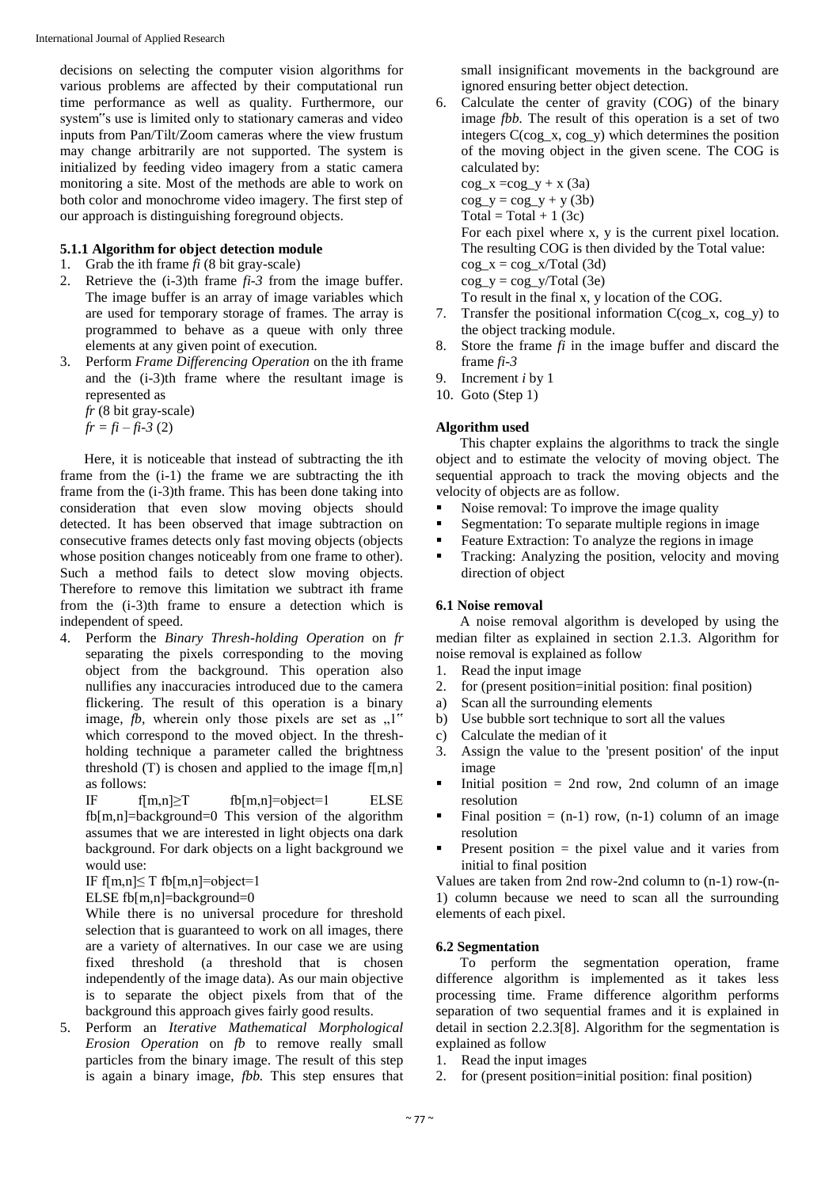decisions on selecting the computer vision algorithms for various problems are affected by their computational run time performance as well as quality. Furthermore, our system"s use is limited only to stationary cameras and video inputs from Pan/Tilt/Zoom cameras where the view frustum may change arbitrarily are not supported. The system is initialized by feeding video imagery from a static camera monitoring a site. Most of the methods are able to work on both color and monochrome video imagery. The first step of our approach is distinguishing foreground objects.

### 5.1.1 Algorithm for object detection module

1. Grab the ith frame *fi* (8 bit gray-scale)
2. Retrieve the (i-3)th frame *fi-3* from the image buffer. The image buffer is an array of image variables which are used for temporary storage of frames. The array is programmed to behave as a queue with only three elements at any given point of execution.
3. Perform *Frame Differencing Operation* on the ith frame and the (i-3)th frame where the resultant image is represented as
   *fr* (8 bit gray-scale)
   $fr = fi – fi\text{-}3$ (2)

Here, it is noticeable that instead of subtracting the ith frame from the (i-1) the frame we are subtracting the ith frame from the (i-3)th frame. This has been done taking into consideration that even slow moving objects should detected. It has been observed that image subtraction on consecutive frames detects only fast moving objects (objects whose position changes noticeably from one frame to other). Such a method fails to detect slow moving objects. Therefore to remove this limitation we subtract ith frame from the (i-3)th frame to ensure a detection which is independent of speed.

4. Perform the *Binary Thresh-holding Operation* on *fr* separating the pixels corresponding to the moving object from the background. This operation also nullifies any inaccuracies introduced due to the camera flickering. The result of this operation is a binary image, *fb*, wherein only those pixels are set as „1" which correspond to the moved object. In the thresh-holding technique a parameter called the brightness threshold (T) is chosen and applied to the image f[m,n] as follows:
   IF $f[m,n] \geq T$ fb[m,n]=object=1 ELSE fb[m,n]=background=0 This version of the algorithm assumes that we are interested in light objects ona dark background. For dark objects on a light background we would use:
   IF $f[m,n] \leq T$ fb[m,n]=object=1
   ELSE fb[m,n]=background=0
   While there is no universal procedure for threshold selection that is guaranteed to work on all images, there are a variety of alternatives. In our case we are using fixed threshold (a threshold that is chosen independently of the image data). As our main objective is to separate the object pixels from that of the background this approach gives fairly good results.
5. Perform an *Iterative Mathematical Morphological Erosion Operation* on *fb* to remove really small particles from the binary image. The result of this step is again a binary image, *fbb.* This step ensures that small insignificant movements in the background are ignored ensuring better object detection.
6. Calculate the center of gravity (COG) of the binary image *fbb.* The result of this operation is a set of two integers C(cog_x, cog_y) which determines the position of the moving object in the given scene. The COG is calculated by:
   $cog\_x = cog\_y + x$ (3a)
   $cog\_y = cog\_y + y$ (3b)
   $Total = Total + 1$ (3c)
   For each pixel where x, y is the current pixel location. The resulting COG is then divided by the Total value:
   $cog\_x = cog\_x/Total$ (3d)
   $cog\_y = cog\_y/Total$ (3e)
   To result in the final x, y location of the COG.
7. Transfer the positional information C(cog_x, cog_y) to the object tracking module.
8. Store the frame *fi* in the image buffer and discard the frame *fi-3*
9. Increment *i* by 1
10. Goto (Step 1)

### Algorithm used

This chapter explains the algorithms to track the single object and to estimate the velocity of moving object. The sequential approach to track the moving objects and the velocity of objects are as follow.

- Noise removal: To improve the image quality
- Segmentation: To separate multiple regions in image
- Feature Extraction: To analyze the regions in image
- Tracking: Analyzing the position, velocity and moving direction of object

### 6.1 Noise removal

A noise removal algorithm is developed by using the median filter as explained in section 2.1.3. Algorithm for noise removal is explained as follow

1. Read the input image
2. for (present position=initial position: final position)
   a) Scan all the surrounding elements
   b) Use bubble sort technique to sort all the values
   c) Calculate the median of it
3. Assign the value to the 'present position' of the input image

- Initial position = 2nd row, 2nd column of an image resolution
- Final position = (n-1) row, (n-1) column of an image resolution
- Present position = the pixel value and it varies from initial to final position

Values are taken from 2nd row-2nd column to (n-1) row-(n-1) column because we need to scan all the surrounding elements of each pixel.

### 6.2 Segmentation

To perform the segmentation operation, frame difference algorithm is implemented as it takes less processing time. Frame difference algorithm performs separation of two sequential frames and it is explained in detail in section 2.2.3[8]. Algorithm for the segmentation is explained as follow

1. Read the input images
2. for (present position=initial position: final position)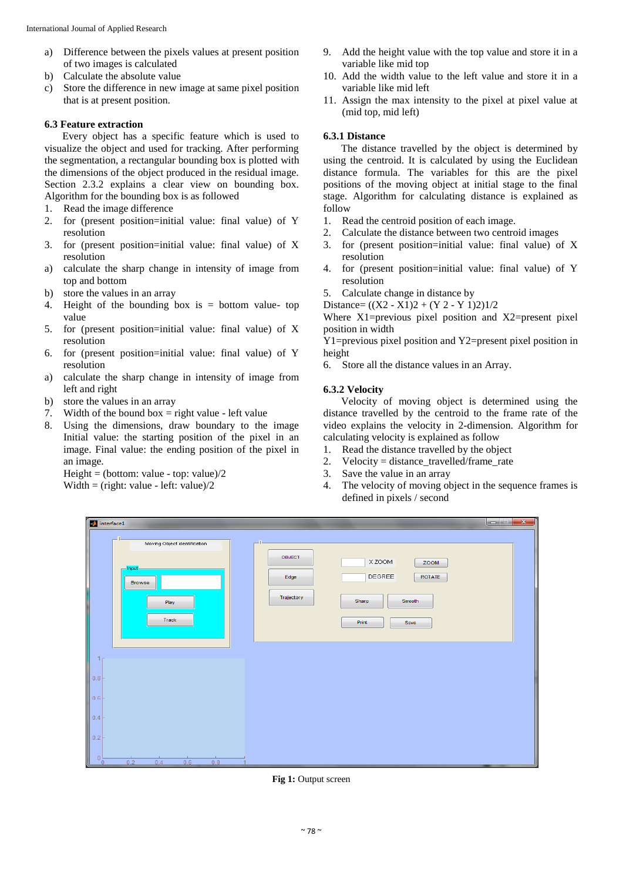a) Difference between the pixels values at present position of two images is calculated
b) Calculate the absolute value
c) Store the difference in new image at same pixel position that is at present position.

### 6.3 Feature extraction

Every object has a specific feature which is used to visualize the object and used for tracking. After performing the segmentation, a rectangular bounding box is plotted with the dimensions of the object produced in the residual image. Section 2.3.2 explains a clear view on bounding box. Algorithm for the bounding box is as followed

1. Read the image difference
2. for (present position=initial value: final value) of Y resolution
3. for (present position=initial value: final value) of X resolution
a) calculate the sharp change in intensity of image from top and bottom
b) store the values in an array
4. Height of the bounding box is = bottom value- top value
5. for (present position=initial value: final value) of X resolution
6. for (present position=initial value: final value) of Y resolution
a) calculate the sharp change in intensity of image from left and right
b) store the values in an array
7. Width of the bound box = right value - left value
8. Using the dimensions, draw boundary to the image Initial value: the starting position of the pixel in an image. Final value: the ending position of the pixel in an image.
   Height = (bottom: value - top: value)/2
   Width = (right: value - left: value)/2
9. Add the height value with the top value and store it in a variable like mid top
10. Add the width value to the left value and store it in a variable like mid left
11. Assign the max intensity to the pixel at pixel value at (mid top, mid left)

### 6.3.1 Distance

The distance travelled by the object is determined by using the centroid. It is calculated by using the Euclidean distance formula. The variables for this are the pixel positions of the moving object at initial stage to the final stage. Algorithm for calculating distance is explained as follow

1. Read the centroid position of each image.
2. Calculate the distance between two centroid images
3. for (present position=initial value: final value) of X resolution
4. for (present position=initial value: final value) of Y resolution
5. Calculate change in distance by

Distance= ((X2 - X1)2 + (Y 2 - Y 1)2)1/2

Where X1=previous pixel position and X2=present pixel position in width

Y1=previous pixel position and Y2=present pixel position in height

6. Store all the distance values in an Array.

### 6.3.2 Velocity

Velocity of moving object is determined using the distance travelled by the centroid to the frame rate of the video explains the velocity in 2-dimension. Algorithm for calculating velocity is explained as follow

1. Read the distance travelled by the object
2. Velocity = distance_travelled/frame_rate
3. Save the value in an array
4. The velocity of moving object in the sequence frames is defined in pixels / second

**Fig 1:** Output screen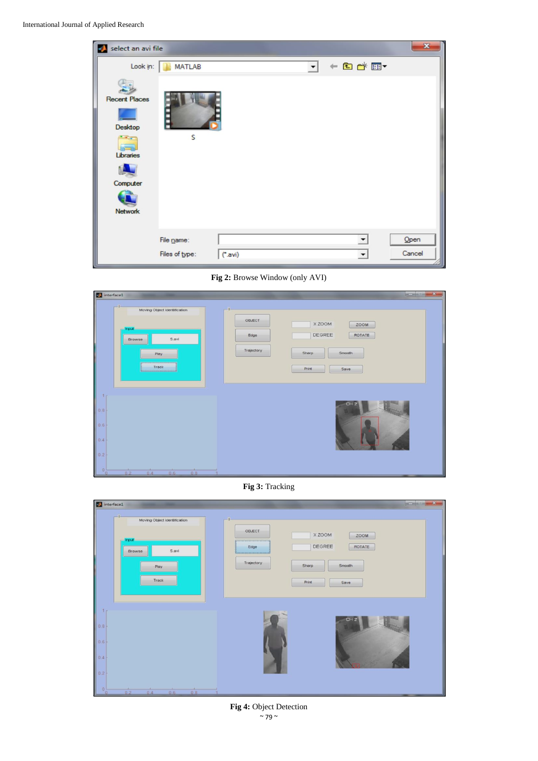**Fig 2:** Browse Window (only AVI)

**Fig 3:** Tracking

**Fig 4:** Object Detection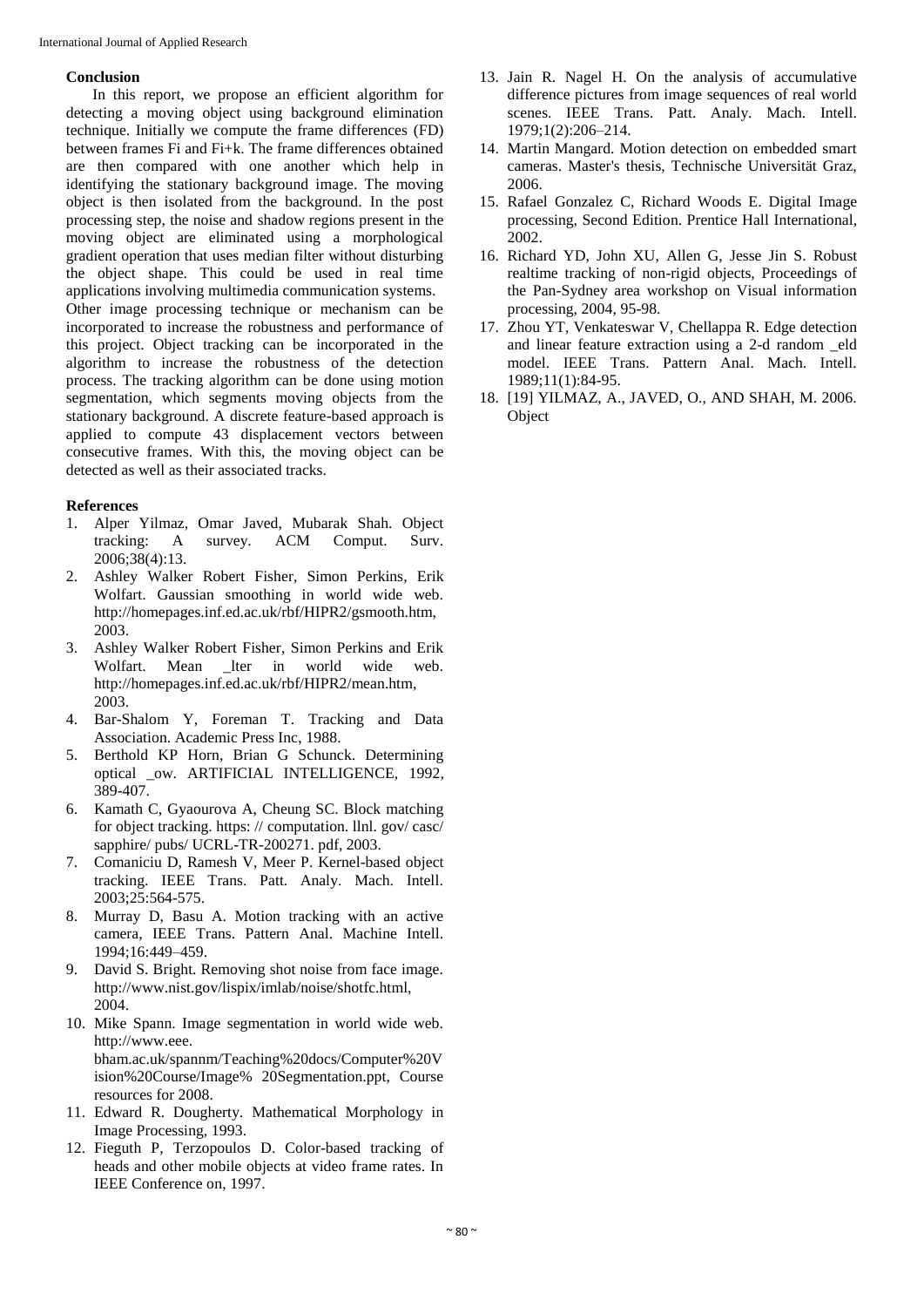## Conclusion

In this report, we propose an efficient algorithm for detecting a moving object using background elimination technique. Initially we compute the frame differences (FD) between frames Fi and Fi+k. The frame differences obtained are then compared with one another which help in identifying the stationary background image. The moving object is then isolated from the background. In the post processing step, the noise and shadow regions present in the moving object are eliminated using a morphological gradient operation that uses median filter without disturbing the object shape. This could be used in real time applications involving multimedia communication systems.

Other image processing technique or mechanism can be incorporated to increase the robustness and performance of this project. Object tracking can be incorporated in the algorithm to increase the robustness of the detection process. The tracking algorithm can be done using motion segmentation, which segments moving objects from the stationary background. A discrete feature-based approach is applied to compute 43 displacement vectors between consecutive frames. With this, the moving object can be detected as well as their associated tracks.

## References

1. Alper Yilmaz, Omar Javed, Mubarak Shah. Object tracking: A survey. ACM Comput. Surv. 2006;38(4):13.
2. Ashley Walker Robert Fisher, Simon Perkins, Erik Wolfart. Gaussian smoothing in world wide web. http://homepages.inf.ed.ac.uk/rbf/HIPR2/gsmooth.htm, 2003.
3. Ashley Walker Robert Fisher, Simon Perkins and Erik Wolfart. Mean _lter in world wide web. http://homepages.inf.ed.ac.uk/rbf/HIPR2/mean.htm, 2003.
4. Bar-Shalom Y, Foreman T. Tracking and Data Association. Academic Press Inc, 1988.
5. Berthold KP Horn, Brian G Schunck. Determining optical _ow. ARTIFICIAL INTELLIGENCE, 1992, 389-407.
6. Kamath C, Gyaourova A, Cheung SC. Block matching for object tracking. https: // computation. llnl. gov/ casc/ sapphire/ pubs/ UCRL-TR-200271. pdf, 2003.
7. Comaniciu D, Ramesh V, Meer P. Kernel-based object tracking. IEEE Trans. Patt. Analy. Mach. Intell. 2003;25:564-575.
8. Murray D, Basu A. Motion tracking with an active camera, IEEE Trans. Pattern Anal. Machine Intell. 1994;16:449–459.
9. David S. Bright. Removing shot noise from face image. http://www.nist.gov/lispix/imlab/noise/shotfc.html, 2004.
10. Mike Spann. Image segmentation in world wide web. http://www.eee. bham.ac.uk/spannm/Teaching%20docs/Computer%20Vision%20Course/Image% 20Segmentation.ppt, Course resources for 2008.
11. Edward R. Dougherty. Mathematical Morphology in Image Processing, 1993.
12. Fieguth P, Terzopoulos D. Color-based tracking of heads and other mobile objects at video frame rates. In IEEE Conference on, 1997.
13. Jain R. Nagel H. On the analysis of accumulative difference pictures from image sequences of real world scenes. IEEE Trans. Patt. Analy. Mach. Intell. 1979;1(2):206–214.
14. Martin Mangard. Motion detection on embedded smart cameras. Master's thesis, Technische Universität Graz, 2006.
15. Rafael Gonzalez C, Richard Woods E. Digital Image processing, Second Edition. Prentice Hall International, 2002.
16. Richard YD, John XU, Allen G, Jesse Jin S. Robust realtime tracking of non-rigid objects, Proceedings of the Pan-Sydney area workshop on Visual information processing, 2004, 95-98.
17. Zhou YT, Venkateswar V, Chellappa R. Edge detection and linear feature extraction using a 2-d random _eld model. IEEE Trans. Pattern Anal. Mach. Intell. 1989;11(1):84-95.
18. [19] YILMAZ, A., JAVED, O., AND SHAH, M. 2006. Object